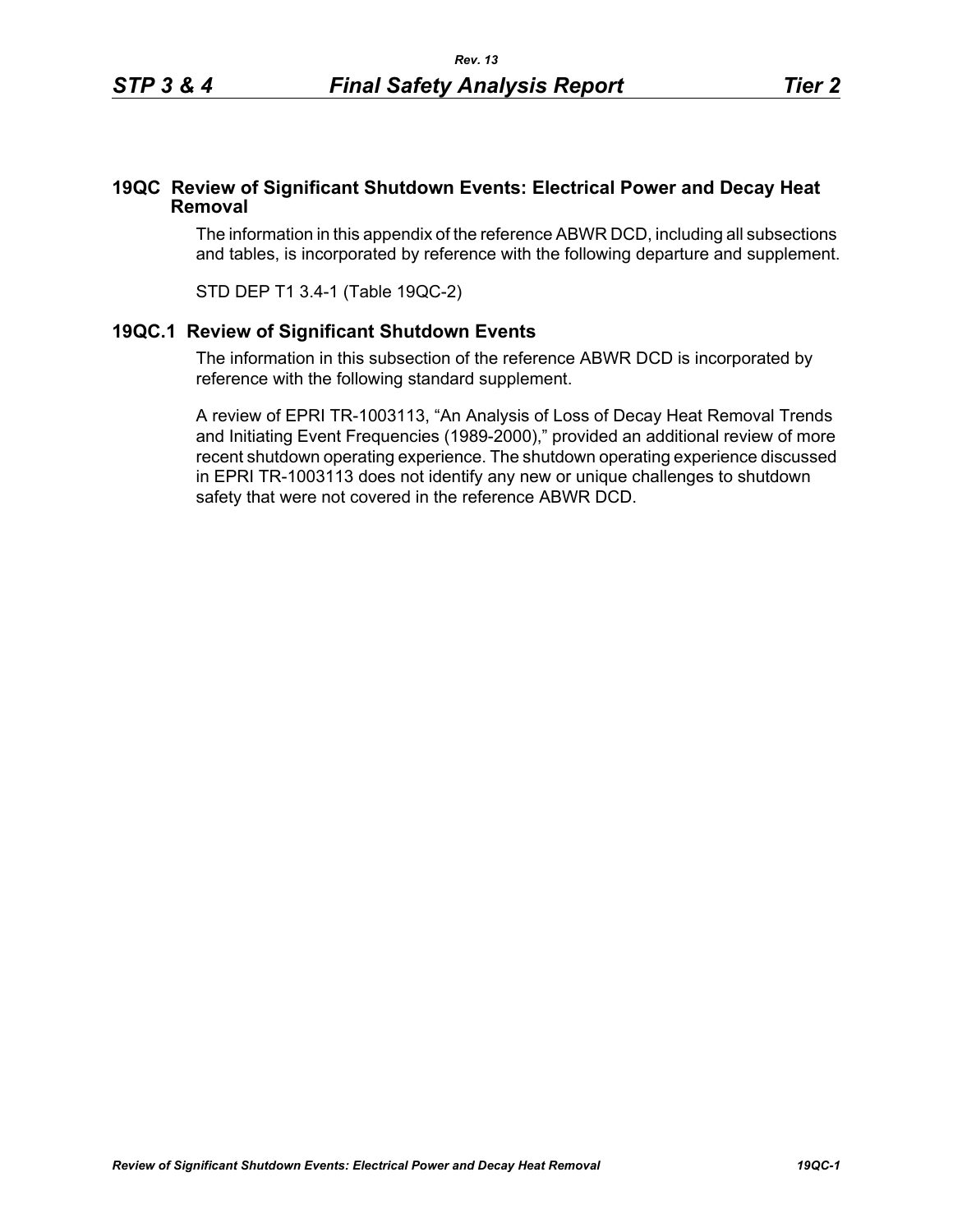## 19QC Review of Significant Shutdown Events: Electrical Power and Decay Heat Removal

The information in this appendix of the reference ABWR DCD, including all subsections and tables, is incorporated by reference with the following departure and supplement.

STD DEP T1 3.4-1 (Table 19QC-2)

### 19QC.1 Review of Significant Shutdown Events

The information in this subsection of the reference ABWR DCD is incorporated by reference with the following standard supplement.

A review of EPRI TR-1003113, "An Analysis of Loss of Decay Heat Removal Trends and Initiating Event Frequencies (1989-2000)," provided an additional review of more recent shutdown operating experience. The shutdown operating experience discussed in EPRI TR-1003113 does not identify any new or unique challenges to shutdown safety that were not covered in the reference ABWR DCD.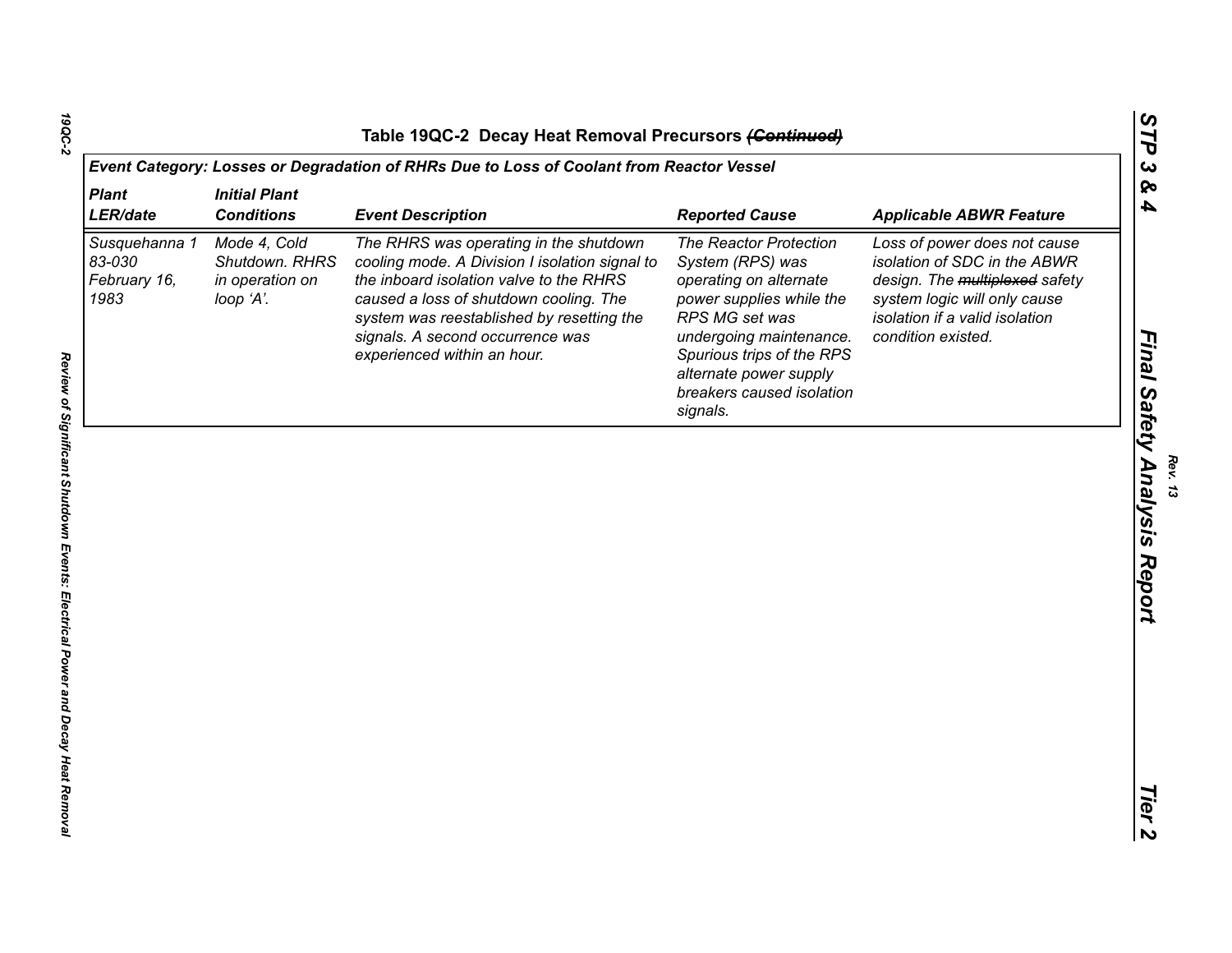### Table 19QC-2 Decay Heat Removal Precursors ~~(Continued)~~

| *Event Category: Losses or Degradation of RHRs Due to Loss of Coolant from Reactor Vessel* | | | | |
|---|---|---|---|---|
| ***Plant LER/date*** | ***Initial Plant Conditions*** | ***Event Description*** | ***Reported Cause*** | ***Applicable ABWR Feature*** |
| *Susquehanna 1 83-030 February 16, 1983* | *Mode 4, Cold Shutdown. RHRS in operation on loop 'A'.* | *The RHRS was operating in the shutdown cooling mode. A Division I isolation signal to the inboard isolation valve to the RHRS caused a loss of shutdown cooling. The system was reestablished by resetting the signals. A second occurrence was experienced within an hour.* | *The Reactor Protection System (RPS) was operating on alternate power supplies while the RPS MG set was undergoing maintenance. Spurious trips of the RPS alternate power supply breakers caused isolation signals.* | *Loss of power does not cause isolation of SDC in the ABWR design. The ~~multiplexed~~ safety system logic will only cause isolation if a valid isolation condition existed.* |